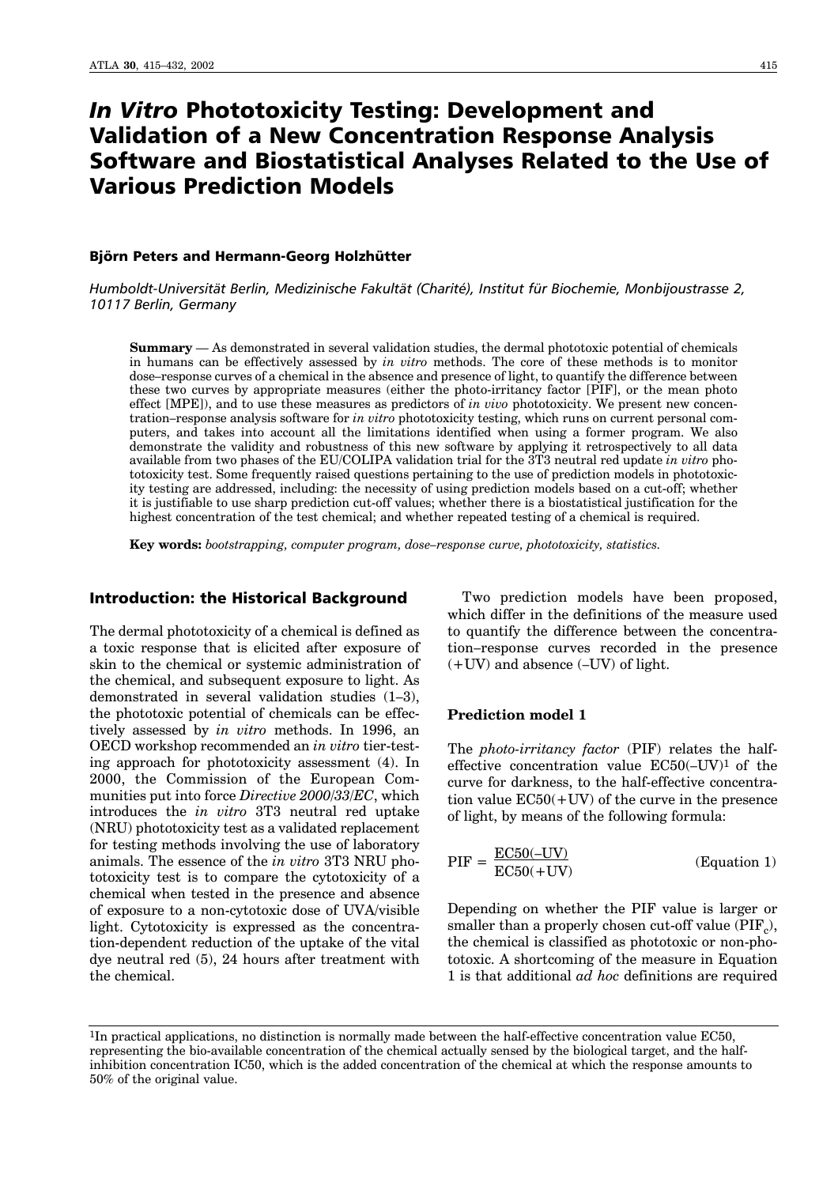# *In Vitro* Phototoxicity Testing: Development and Validation of a New Concentration Response Analysis Software and Biostatistical Analyses Related to the Use of Various Prediction Models

**Björn Peters and Hermann-Georg Holzhütter**

*Humboldt-Universität Berlin, Medizinische Fakultät (Charité), Institut für Biochemie, Monbijoustrasse 2, 10117 Berlin, Germany*

**Summary** — As demonstrated in several validation studies, the dermal phototoxic potential of chemicals in humans can be effectively assessed by *in vitro* methods. The core of these methods is to monitor dose–response curves of a chemical in the absence and presence of light, to quantify the difference between these two curves by appropriate measures (either the photo-irritancy factor [PIF], or the mean photo effect [MPE]), and to use these measures as predictors of *in vivo* phototoxicity. We present new concentration–response analysis software for *in vitro* phototoxicity testing, which runs on current personal computers, and takes into account all the limitations identified when using a former program. We also demonstrate the validity and robustness of this new software by applying it retrospectively to all data available from two phases of the EU/COLIPA validation trial for the 3T3 neutral red update *in vitro* phototoxicity test. Some frequently raised questions pertaining to the use of prediction models in phototoxicity testing are addressed, including: the necessity of using prediction models based on a cut-off; whether it is justifiable to use sharp prediction cut-off values; whether there is a biostatistical justification for the highest concentration of the test chemical; and whether repeated testing of a chemical is required.

**Key words:** *bootstrapping, computer program, dose–response curve, phototoxicity, statistics.*

## Introduction: the Historical Background

The dermal phototoxicity of a chemical is defined as a toxic response that is elicited after exposure of skin to the chemical or systemic administration of the chemical, and subsequent exposure to light. As demonstrated in several validation studies (1–3), the phototoxic potential of chemicals can be effectively assessed by *in vitro* methods. In 1996, an OECD workshop recommended an *in vitro* tier-testing approach for phototoxicity assessment (4). In 2000, the Commission of the European Communities put into force *Directive 2000/33/EC*, which introduces the *in vitro* 3T3 neutral red uptake (NRU) phototoxicity test as a validated replacement for testing methods involving the use of laboratory animals. The essence of the *in vitro* 3T3 NRU phototoxicity test is to compare the cytotoxicity of a chemical when tested in the presence and absence of exposure to a non-cytotoxic dose of UVA/visible light. Cytotoxicity is expressed as the concentration-dependent reduction of the uptake of the vital dye neutral red (5), 24 hours after treatment with the chemical.

Two prediction models have been proposed, which differ in the definitions of the measure used to quantify the difference between the concentration–response curves recorded in the presence (+UV) and absence (–UV) of light.

### Prediction model 1

The *photo-irritancy factor* (PIF) relates the half-effective concentration value EC50(–UV)[1] of the curve for darkness, to the half-effective concentration value EC50(+UV) of the curve in the presence of light, by means of the following formula:

$$\mathrm{PIF} = \frac{\mathrm{EC50(–UV)}}{\mathrm{EC50(+UV)}} \qquad \text{(Equation 1)}$$

Depending on whether the PIF value is larger or smaller than a properly chosen cut-off value ($\mathrm{PIF_c}$), the chemical is classified as phototoxic or non-phototoxic. A shortcoming of the measure in Equation 1 is that additional *ad hoc* definitions are required

---

[1]In practical applications, no distinction is normally made between the half-effective concentration value EC50, representing the bio-available concentration of the chemical actually sensed by the biological target, and the half-inhibition concentration IC50, which is the added concentration of the chemical at which the response amounts to 50% of the original value.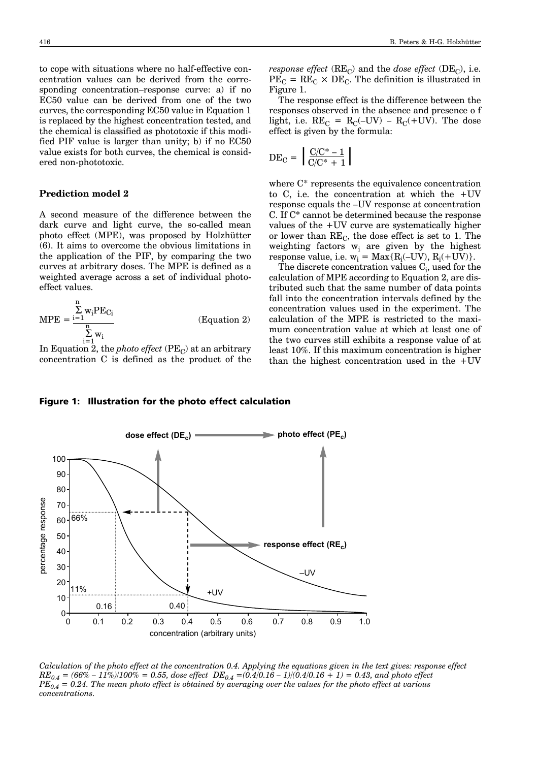to cope with situations where no half-effective concentration values can be derived from the corresponding concentration–response curve: a) if no EC50 value can be derived from one of the two curves, the corresponding EC50 value in Equation 1 is replaced by the highest concentration tested, and the chemical is classified as phototoxic if this modified PIF value is larger than unity; b) if no EC50 value exists for both curves, the chemical is considered non-phototoxic.

### Prediction model 2

A second measure of the difference between the dark curve and light curve, the so-called mean photo effect (MPE), was proposed by Holzhütter (6). It aims to overcome the obvious limitations in the application of the PIF, by comparing the two curves at arbitrary doses. The MPE is defined as a weighted average across a set of individual photo-effect values.

$$\mathrm{MPE} = \frac{\sum_{i=1}^{n} w_i PE_{C_i}}{\sum_{i=1}^{n} w_i} \qquad \text{(Equation 2)}$$

In Equation 2, the *photo effect* ($PE_C$) at an arbitrary concentration C is defined as the product of the *response effect* ($RE_C$) and the *dose effect* ($DE_C$), i.e. $PE_C = RE_C \times DE_C$. The definition is illustrated in Figure 1.

The response effect is the difference between the responses observed in the absence and presence o f light, i.e. $RE_C = R_C(-UV) - R_C(+UV)$. The dose effect is given by the formula:

$$DE_C = \left| \frac{C/C^* - 1}{C/C^* + 1} \right|$$

where $C^*$ represents the equivalence concentration to C, i.e. the concentration at which the +UV response equals the –UV response at concentration C. If $C^*$ cannot be determined because the response values of the +UV curve are systematically higher or lower than $RE_C$, the dose effect is set to 1. The weighting factors $w_i$ are given by the highest response value, i.e. $w_i = \mathrm{Max}\{R_i(-UV), R_i(+UV)\}$.

The discrete concentration values $C_i$, used for the calculation of MPE according to Equation 2, are distributed such that the same number of data points fall into the concentration intervals defined by the concentration values used in the experiment. The calculation of the MPE is restricted to the maximum concentration value at which at least one of the two curves still exhibits a response value of at least 10%. If this maximum concentration is higher than the highest concentration used in the +UV

**Figure 1: Illustration for the photo effect calculation**

*Calculation of the photo effect at the concentration 0.4. Applying the equations given in the text gives: response effect $RE_{0.4}$ = (66% – 11%)/100% = 0.55, dose effect $DE_{0.4}$ =(0.4/0.16 – 1)/(0.4/0.16 + 1) = 0.43, and photo effect $PE_{0.4}$ = 0.24. The mean photo effect is obtained by averaging over the values for the photo effect at various concentrations.*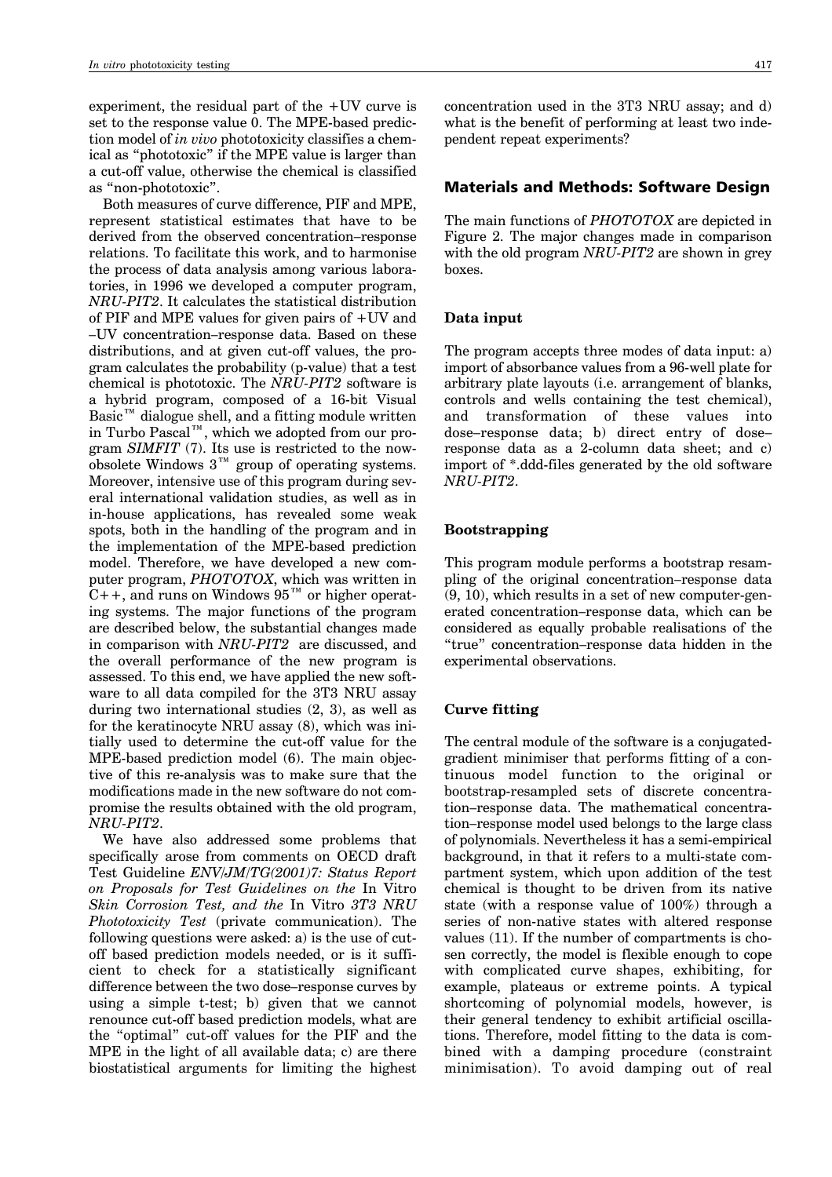experiment, the residual part of the +UV curve is set to the response value 0. The MPE-based prediction model of *in vivo* phototoxicity classifies a chemical as "phototoxic" if the MPE value is larger than a cut-off value, otherwise the chemical is classified as "non-phototoxic".

Both measures of curve difference, PIF and MPE, represent statistical estimates that have to be derived from the observed concentration–response relations. To facilitate this work, and to harmonise the process of data analysis among various laboratories, in 1996 we developed a computer program, *NRU-PIT2*. It calculates the statistical distribution of PIF and MPE values for given pairs of +UV and –UV concentration–response data. Based on these distributions, and at given cut-off values, the program calculates the probability (p-value) that a test chemical is phototoxic. The *NRU-PIT2* software is a hybrid program, composed of a 16-bit Visual Basic™ dialogue shell, and a fitting module written in Turbo Pascal™, which we adopted from our program *SIMFIT* (7). Its use is restricted to the now-obsolete Windows 3™ group of operating systems. Moreover, intensive use of this program during several international validation studies, as well as in in-house applications, has revealed some weak spots, both in the handling of the program and in the implementation of the MPE-based prediction model. Therefore, we have developed a new computer program, *PHOTOTOX*, which was written in C++, and runs on Windows 95™ or higher operating systems. The major functions of the program are described below, the substantial changes made in comparison with *NRU-PIT2* are discussed, and the overall performance of the new program is assessed. To this end, we have applied the new software to all data compiled for the 3T3 NRU assay during two international studies (2, 3), as well as for the keratinocyte NRU assay (8), which was initially used to determine the cut-off value for the MPE-based prediction model (6). The main objective of this re-analysis was to make sure that the modifications made in the new software do not compromise the results obtained with the old program, *NRU-PIT2*.

We have also addressed some problems that specifically arose from comments on OECD draft Test Guideline *ENV/JM/TG(2001)7: Status Report on Proposals for Test Guidelines on the* In Vitro *Skin Corrosion Test, and the* In Vitro *3T3 NRU Phototoxicity Test* (private communication). The following questions were asked: a) is the use of cut-off based prediction models needed, or is it sufficient to check for a statistically significant difference between the two dose–response curves by using a simple t-test; b) given that we cannot renounce cut-off based prediction models, what are the "optimal" cut-off values for the PIF and the MPE in the light of all available data; c) are there biostatistical arguments for limiting the highest concentration used in the 3T3 NRU assay; and d) what is the benefit of performing at least two independent repeat experiments?

## Materials and Methods: Software Design

The main functions of *PHOTOTOX* are depicted in Figure 2. The major changes made in comparison with the old program *NRU-PIT2* are shown in grey boxes.

### Data input

The program accepts three modes of data input: a) import of absorbance values from a 96-well plate for arbitrary plate layouts (i.e. arrangement of blanks, controls and wells containing the test chemical), and transformation of these values into dose–response data; b) direct entry of dose–response data as a 2-column data sheet; and c) import of *.ddd-files generated by the old software *NRU-PIT2*.

### Bootstrapping

This program module performs a bootstrap resampling of the original concentration–response data (9, 10), which results in a set of new computer-generated concentration–response data, which can be considered as equally probable realisations of the "true" concentration–response data hidden in the experimental observations.

### Curve fitting

The central module of the software is a conjugated-gradient minimiser that performs fitting of a continuous model function to the original or bootstrap-resampled sets of discrete concentration–response data. The mathematical concentration–response model used belongs to the large class of polynomials. Nevertheless it has a semi-empirical background, in that it refers to a multi-state compartment system, which upon addition of the test chemical is thought to be driven from its native state (with a response value of 100%) through a series of non-native states with altered response values (11). If the number of compartments is chosen correctly, the model is flexible enough to cope with complicated curve shapes, exhibiting, for example, plateaus or extreme points. A typical shortcoming of polynomial models, however, is their general tendency to exhibit artificial oscillations. Therefore, model fitting to the data is combined with a damping procedure (constraint minimisation). To avoid damping out of real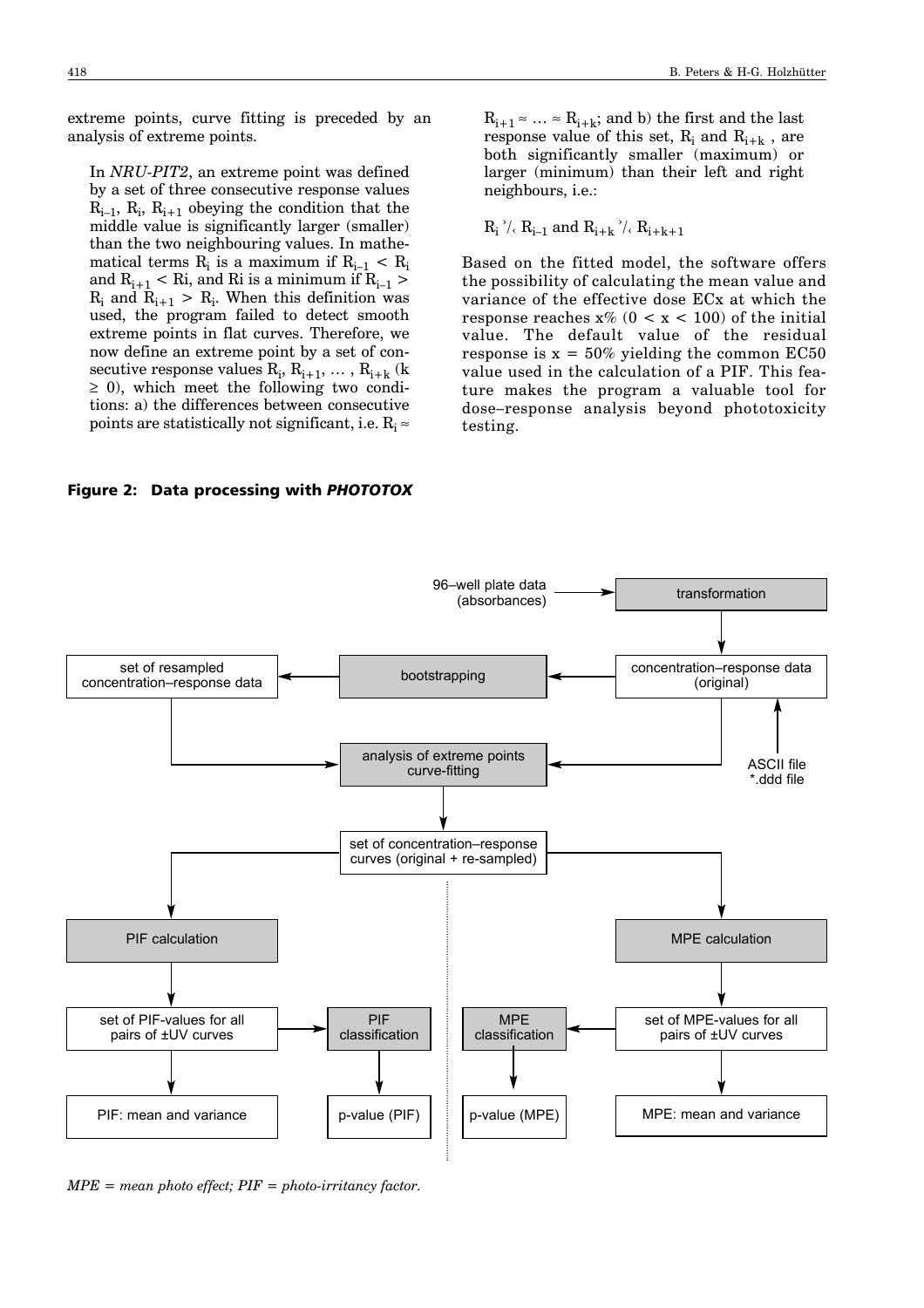extreme points, curve fitting is preceded by an analysis of extreme points.

In *NRU-PIT2*, an extreme point was defined by a set of three consecutive response values $R_{i-1}$, $R_i$, $R_{i+1}$ obeying the condition that the middle value is significantly larger (smaller) than the two neighbouring values. In mathematical terms $R_i$ is a maximum if $R_{i-1} < R_i$ and $R_{i+1} < R_i$, and $R_i$ is a minimum if $R_{i-1} > R_i$ and $R_{i+1} > R_i$. When this definition was used, the program failed to detect smooth extreme points in flat curves. Therefore, we now define an extreme point by a set of consecutive response values $R_i, R_{i+1}, \ldots, R_{i+k}$ ($k \geq 0$), which meet the following two conditions: a) the differences between consecutive points are statistically not significant, i.e. $R_i \approx R_{i+1} \approx \ldots \approx R_{i+k}$; and b) the first and the last response value of this set, $R_i$ and $R_{i+k}$, are both significantly smaller (maximum) or larger (minimum) than their left and right neighbours, i.e.:

$R_i \gtrless R_{i-1}$ and $R_{i+k} \gtrless R_{i+k+1}$

Based on the fitted model, the software offers the possibility of calculating the mean value and variance of the effective dose ECx at which the response reaches x% ($0 < x < 100$) of the initial value. The default value of the residual response is $x = 50\%$ yielding the common EC50 value used in the calculation of a PIF. This feature makes the program a valuable tool for dose–response analysis beyond phototoxicity testing.

**Figure 2: Data processing with *PHOTOTOX***

*MPE = mean photo effect; PIF = photo-irritancy factor.*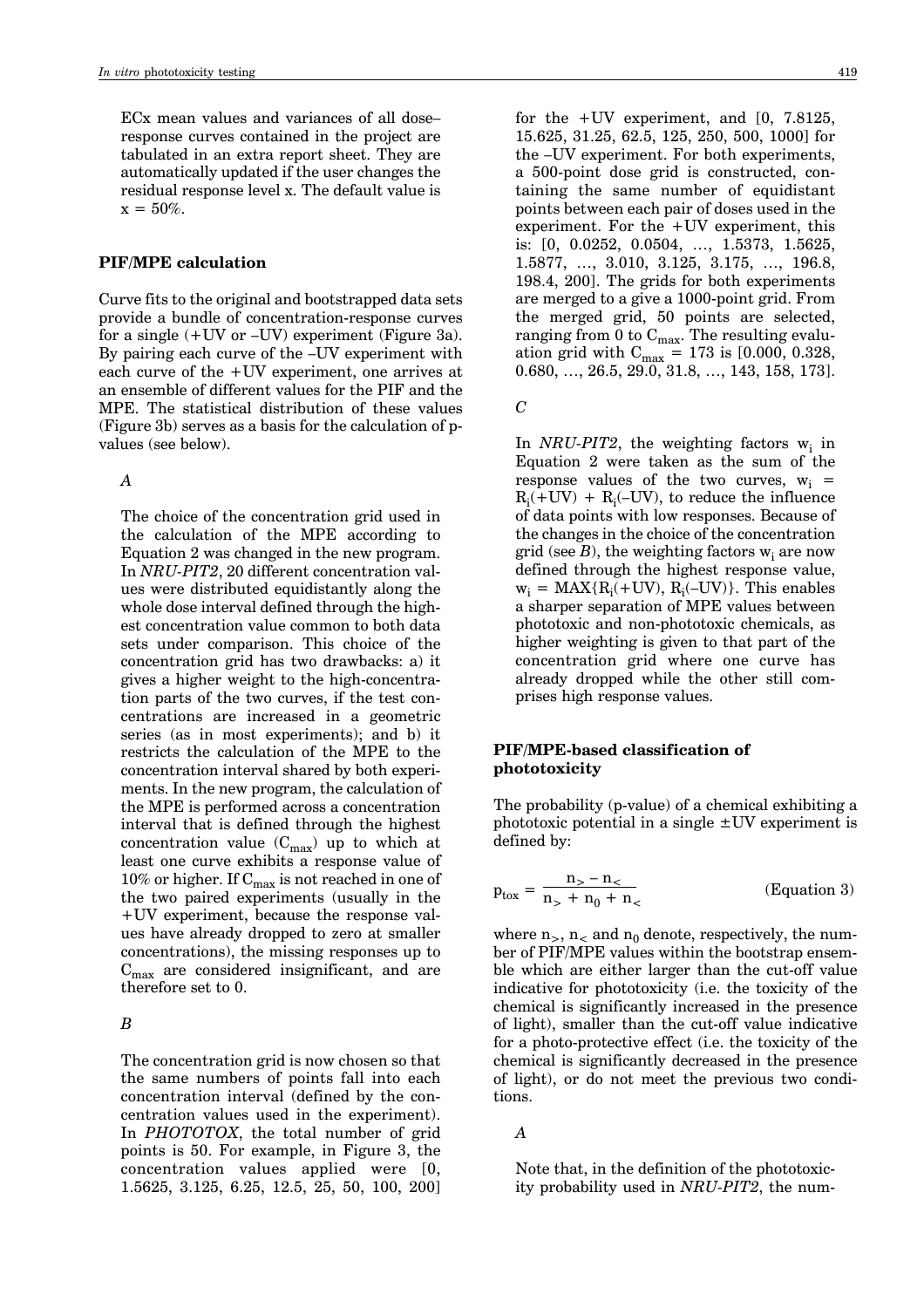ECx mean values and variances of all dose–response curves contained in the project are tabulated in an extra report sheet. They are automatically updated if the user changes the residual response level x. The default value is x = 50%.

### PIF/MPE calculation

Curve fits to the original and bootstrapped data sets provide a bundle of concentration-response curves for a single (+UV or –UV) experiment (Figure 3a). By pairing each curve of the –UV experiment with each curve of the +UV experiment, one arrives at an ensemble of different values for the PIF and the MPE. The statistical distribution of these values (Figure 3b) serves as a basis for the calculation of p-values (see below).

*A*

The choice of the concentration grid used in the calculation of the MPE according to Equation 2 was changed in the new program. In *NRU-PIT2*, 20 different concentration values were distributed equidistantly along the whole dose interval defined through the highest concentration value common to both data sets under comparison. This choice of the concentration grid has two drawbacks: a) it gives a higher weight to the high-concentration parts of the two curves, if the test concentrations are increased in a geometric series (as in most experiments); and b) it restricts the calculation of the MPE to the concentration interval shared by both experiments. In the new program, the calculation of the MPE is performed across a concentration interval that is defined through the highest concentration value ($C_{max}$) up to which at least one curve exhibits a response value of 10% or higher. If $C_{max}$ is not reached in one of the two paired experiments (usually in the +UV experiment, because the response values have already dropped to zero at smaller concentrations), the missing responses up to $C_{max}$ are considered insignificant, and are therefore set to 0.

*B*

The concentration grid is now chosen so that the same numbers of points fall into each concentration interval (defined by the concentration values used in the experiment). In *PHOTOTOX*, the total number of grid points is 50. For example, in Figure 3, the concentration values applied were [0, 1.5625, 3.125, 6.25, 12.5, 25, 50, 100, 200] for the +UV experiment, and [0, 7.8125, 15.625, 31.25, 62.5, 125, 250, 500, 1000] for the –UV experiment. For both experiments, a 500-point dose grid is constructed, containing the same number of equidistant points between each pair of doses used in the experiment. For the +UV experiment, this is: [0, 0.0252, 0.0504, …, 1.5373, 1.5625, 1.5877, …, 3.010, 3.125, 3.175, …, 196.8, 198.4, 200]. The grids for both experiments are merged to a give a 1000-point grid. From the merged grid, 50 points are selected, ranging from 0 to $C_{max}$. The resulting evaluation grid with $C_{max}$ = 173 is [0.000, 0.328, 0.680, …, 26.5, 29.0, 31.8, …, 143, 158, 173].

*C*

In *NRU-PIT2*, the weighting factors $w_i$ in Equation 2 were taken as the sum of the response values of the two curves, $w_i = R_i(+UV) + R_i(-UV)$, to reduce the influence of data points with low responses. Because of the changes in the choice of the concentration grid (see *B*), the weighting factors $w_i$ are now defined through the highest response value, $w_i = MAX\{R_i(+UV), R_i(-UV)\}$. This enables a sharper separation of MPE values between phototoxic and non-phototoxic chemicals, as higher weighting is given to that part of the concentration grid where one curve has already dropped while the other still comprises high response values.

### PIF/MPE-based classification of phototoxicity

The probability (p-value) of a chemical exhibiting a phototoxic potential in a single ±UV experiment is defined by:

$$p_{tox} = \frac{n_> - n_<}{n_> + n_0 + n_<} \qquad \text{(Equation 3)}$$

where $n_>$, $n_<$ and $n_0$ denote, respectively, the number of PIF/MPE values within the bootstrap ensemble which are either larger than the cut-off value indicative for phototoxicity (i.e. the toxicity of the chemical is significantly increased in the presence of light), smaller than the cut-off value indicative for a photo-protective effect (i.e. the toxicity of the chemical is significantly decreased in the presence of light), or do not meet the previous two conditions.

*A*

Note that, in the definition of the phototoxicity probability used in *NRU-PIT2*, the num-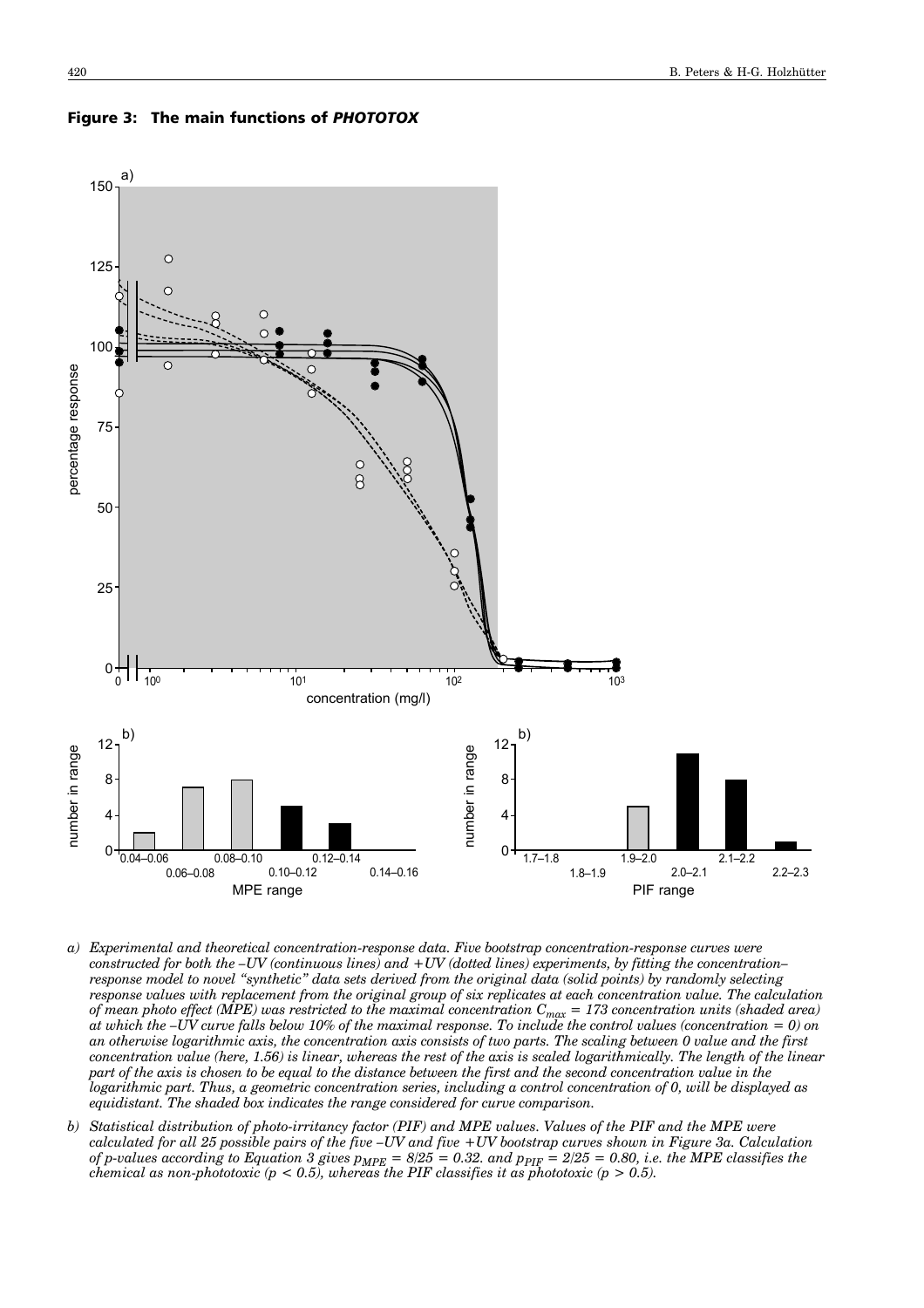**Figure 3: The main functions of *PHOTOTOX***

a) *Experimental and theoretical concentration-response data. Five bootstrap concentration-response curves were constructed for both the –UV (continuous lines) and +UV (dotted lines) experiments, by fitting the concentration–response model to novel "synthetic" data sets derived from the original data (solid points) by randomly selecting response values with replacement from the original group of six replicates at each concentration value. The calculation of mean photo effect (MPE) was restricted to the maximal concentration $C_{max}$ = 173 concentration units (shaded area) at which the –UV curve falls below 10% of the maximal response. To include the control values (concentration = 0) on an otherwise logarithmic axis, the concentration axis consists of two parts. The scaling between 0 value and the first concentration value (here, 1.56) is linear, whereas the rest of the axis is scaled logarithmically. The length of the linear part of the axis is chosen to be equal to the distance between the first and the second concentration value in the logarithmic part. Thus, a geometric concentration series, including a control concentration of 0, will be displayed as equidistant. The shaded box indicates the range considered for curve comparison.*

b) *Statistical distribution of photo-irritancy factor (PIF) and MPE values. Values of the PIF and the MPE were calculated for all 25 possible pairs of the five –UV and five +UV bootstrap curves shown in Figure 3a. Calculation of p-values according to Equation 3 gives $p_{MPE}$ = 8/25 = 0.32. and $p_{PIF}$ = 2/25 = 0.80, i.e. the MPE classifies the chemical as non-phototoxic ($p$ < 0.5), whereas the PIF classifies it as phototoxic ($p$ > 0.5).*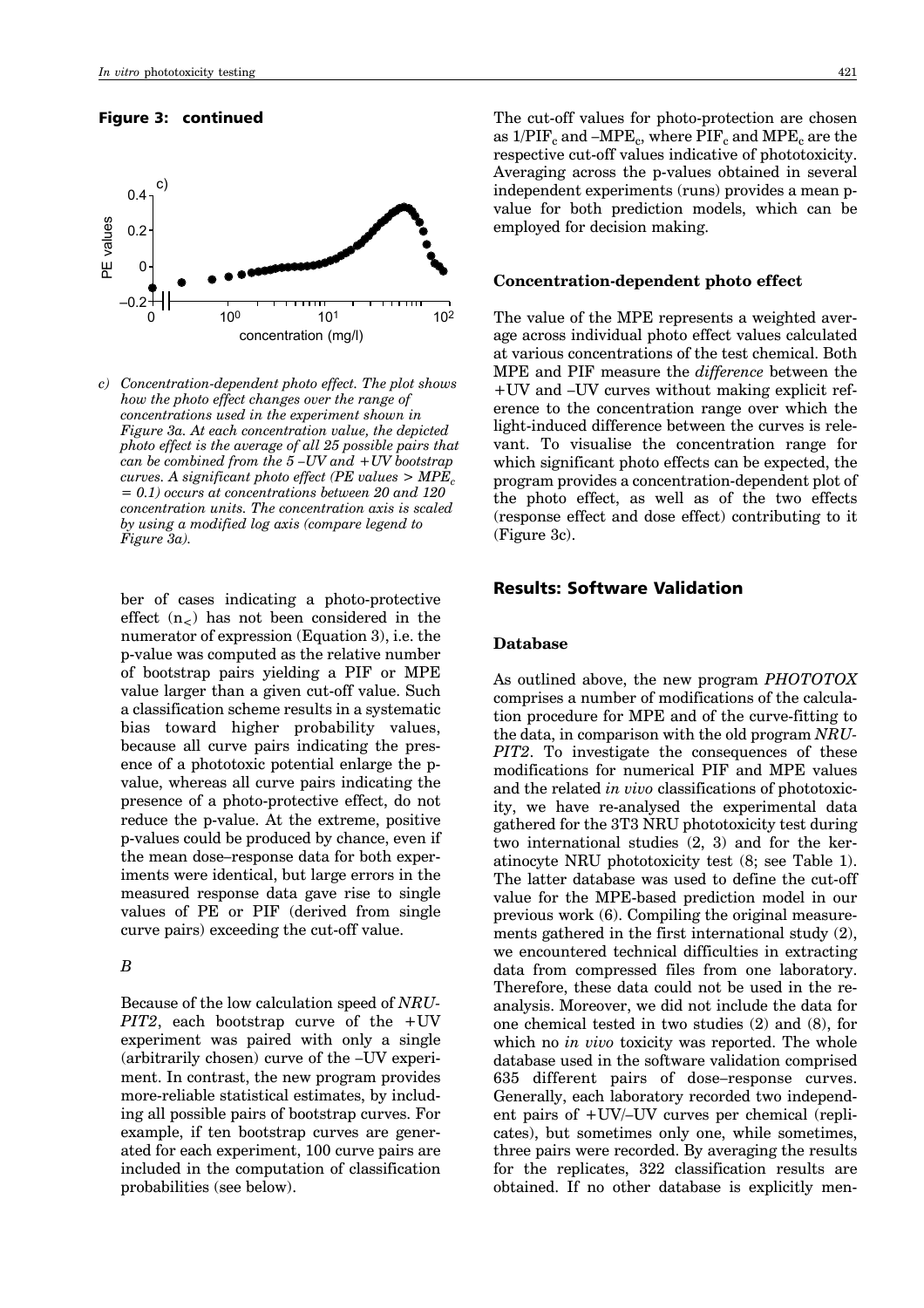**Figure 3: continued**

*c) Concentration-dependent photo effect. The plot shows how the photo effect changes over the range of concentrations used in the experiment shown in Figure 3a. At each concentration value, the depicted photo effect is the average of all 25 possible pairs that can be combined from the 5 –UV and +UV bootstrap curves. A significant photo effect (PE values > $MPE_c$ = 0.1) occurs at concentrations between 20 and 120 concentration units. The concentration axis is scaled by using a modified log axis (compare legend to Figure 3a).*

ber of cases indicating a photo-protective effect ($n_<$) has not been considered in the numerator of expression (Equation 3), i.e. the p-value was computed as the relative number of bootstrap pairs yielding a PIF or MPE value larger than a given cut-off value. Such a classification scheme results in a systematic bias toward higher probability values, because all curve pairs indicating the presence of a phototoxic potential enlarge the p-value, whereas all curve pairs indicating the presence of a photo-protective effect, do not reduce the p-value. At the extreme, positive p-values could be produced by chance, even if the mean dose–response data for both experiments were identical, but large errors in the measured response data gave rise to single values of PE or PIF (derived from single curve pairs) exceeding the cut-off value.

*B*

Because of the low calculation speed of *NRU-PIT2*, each bootstrap curve of the +UV experiment was paired with only a single (arbitrarily chosen) curve of the –UV experiment. In contrast, the new program provides more-reliable statistical estimates, by including all possible pairs of bootstrap curves. For example, if ten bootstrap curves are generated for each experiment, 100 curve pairs are included in the computation of classification probabilities (see below).

The cut-off values for photo-protection are chosen as $1/PIF_c$ and $-MPE_c$, where $PIF_c$ and $MPE_c$ are the respective cut-off values indicative of phototoxicity. Averaging across the p-values obtained in several independent experiments (runs) provides a mean p-value for both prediction models, which can be employed for decision making.

### Concentration-dependent photo effect

The value of the MPE represents a weighted average across individual photo effect values calculated at various concentrations of the test chemical. Both MPE and PIF measure the *difference* between the +UV and –UV curves without making explicit reference to the concentration range over which the light-induced difference between the curves is relevant. To visualise the concentration range for which significant photo effects can be expected, the program provides a concentration-dependent plot of the photo effect, as well as of the two effects (response effect and dose effect) contributing to it (Figure 3c).

## Results: Software Validation

### Database

As outlined above, the new program *PHOTOTOX* comprises a number of modifications of the calculation procedure for MPE and of the curve-fitting to the data, in comparison with the old program *NRU-PIT2*. To investigate the consequences of these modifications for numerical PIF and MPE values and the related *in vivo* classifications of phototoxicity, we have re-analysed the experimental data gathered for the 3T3 NRU phototoxicity test during two international studies (2, 3) and for the keratinocyte NRU phototoxicity test (8; see Table 1). The latter database was used to define the cut-off value for the MPE-based prediction model in our previous work (6). Compiling the original measurements gathered in the first international study (2), we encountered technical difficulties in extracting data from compressed files from one laboratory. Therefore, these data could not be used in the re-analysis. Moreover, we did not include the data for one chemical tested in two studies (2) and (8), for which no *in vivo* toxicity was reported. The whole database used in the software validation comprised 635 different pairs of dose–response curves. Generally, each laboratory recorded two independent pairs of +UV/–UV curves per chemical (replicates), but sometimes only one, while sometimes, three pairs were recorded. By averaging the results for the replicates, 322 classification results are obtained. If no other database is explicitly men-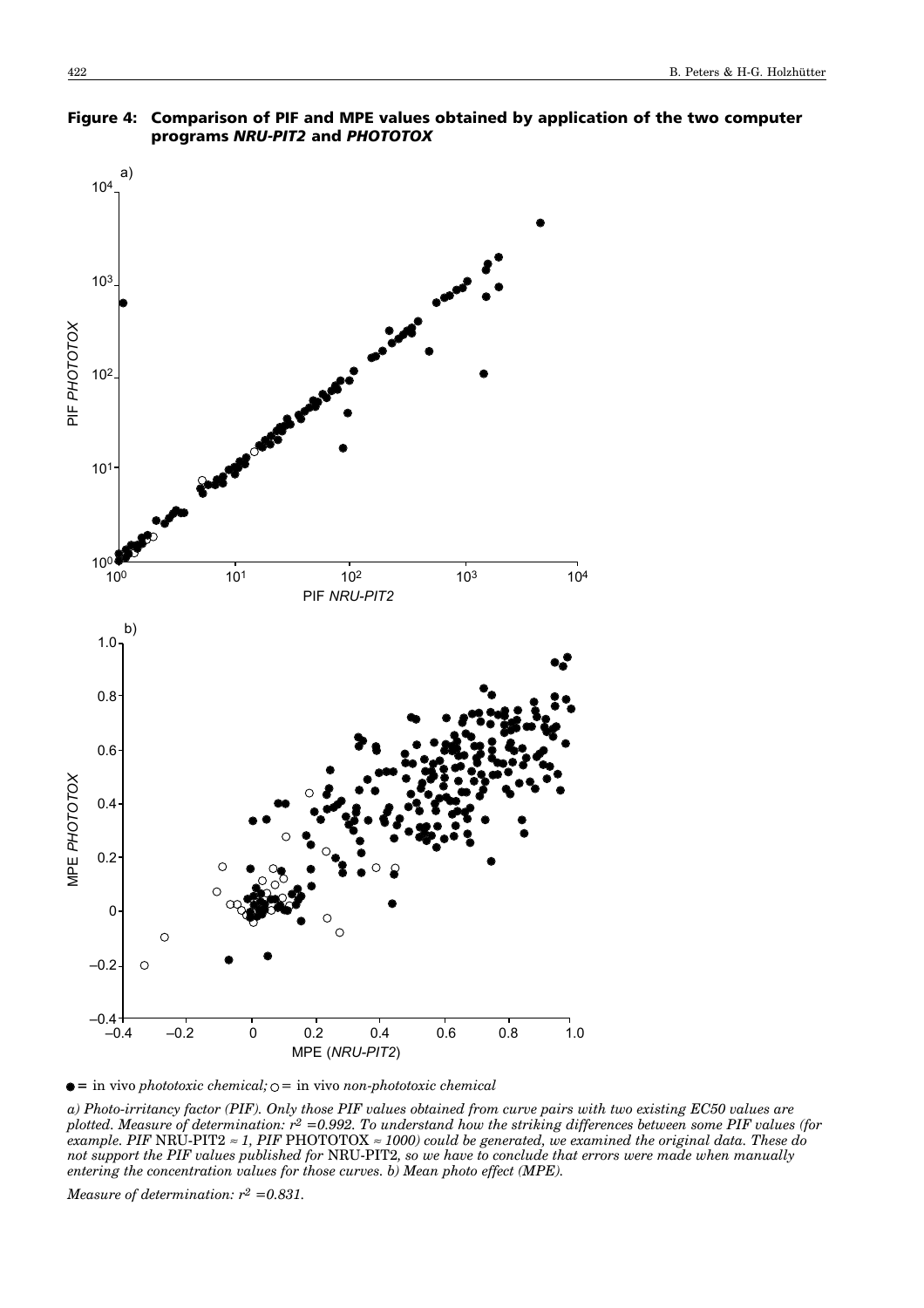**Figure 4: Comparison of PIF and MPE values obtained by application of the two computer programs *NRU-PIT2* and *PHOTOTOX***

● = in vivo *phototoxic chemical;* ○ = in vivo *non-phototoxic chemical*

*a) Photo-irritancy factor (PIF). Only those PIF values obtained from curve pairs with two existing EC50 values are plotted. Measure of determination: $r^2$ =0.992. To understand how the striking differences between some PIF values (for example. PIF* NRU-PIT2 *≈ 1, PIF* PHOTOTOX *≈ 1000) could be generated, we examined the original data. These do not support the PIF values published for* NRU-PIT2*, so we have to conclude that errors were made when manually entering the concentration values for those curves. b) Mean photo effect (MPE).*

*Measure of determination: $r^2$ =0.831.*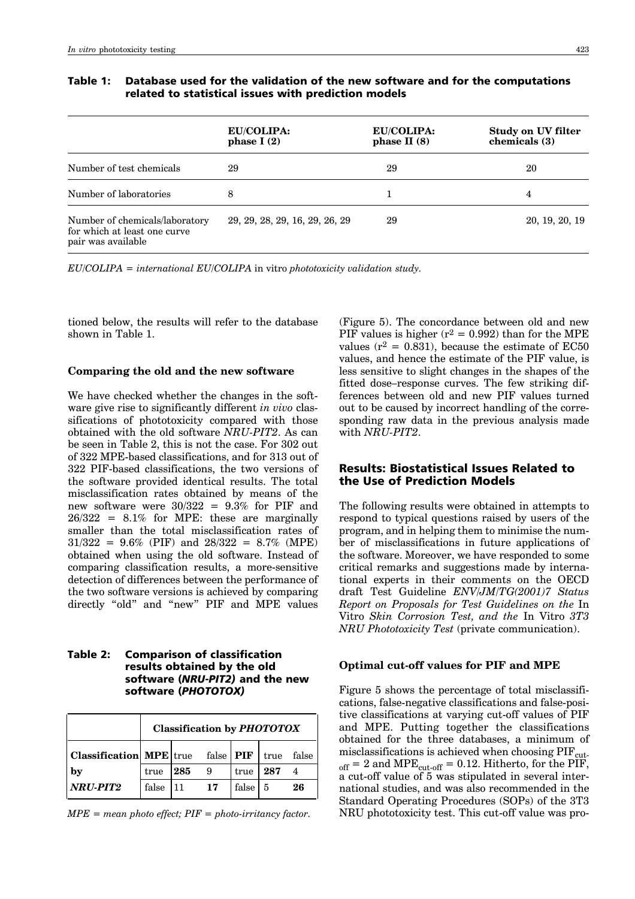**Table 1: Database used for the validation of the new software and for the computations related to statistical issues with prediction models**

| | EU/COLIPA: phase I (2) | EU/COLIPA: phase II (8) | Study on UV filter chemicals (3) |
|---|---|---|---|
| Number of test chemicals | 29 | 29 | 20 |
| Number of laboratories | 8 | 1 | 4 |
| Number of chemicals/laboratory for which at least one curve pair was available | 29, 29, 28, 29, 16, 29, 26, 29 | 29 | 20, 19, 20, 19 |

*EU/COLIPA = international EU/COLIPA* in vitro *phototoxicity validation study.*

tioned below, the results will refer to the database shown in Table 1.

### Comparing the old and the new software

We have checked whether the changes in the software give rise to significantly different *in vivo* classifications of phototoxicity compared with those obtained with the old software *NRU-PIT2*. As can be seen in Table 2, this is not the case. For 302 out of 322 MPE-based classifications, and for 313 out of 322 PIF-based classifications, the two versions of the software provided identical results. The total misclassification rates obtained by means of the new software were 30/322 = 9.3% for PIF and 26/322 = 8.1% for MPE: these are marginally smaller than the total misclassification rates of 31/322 = 9.6% (PIF) and 28/322 = 8.7% (MPE) obtained when using the old software. Instead of comparing classification results, a more-sensitive detection of differences between the performance of the two software versions is achieved by comparing directly "old" and "new" PIF and MPE values (Figure 5). The concordance between old and new PIF values is higher ($r^2 = 0.992$) than for the MPE values ($r^2 = 0.831$), because the estimate of EC50 values, and hence the estimate of the PIF value, is less sensitive to slight changes in the shapes of the fitted dose–response curves. The few striking differences between old and new PIF values turned out to be caused by incorrect handling of the corresponding raw data in the previous analysis made with *NRU-PIT2*.

**Table 2: Comparison of classification results obtained by the old software (*NRU-PIT2*) and the new software (*PHOTOTOX*)**

| | Classification by *PHOTOTOX* | | | | | |
|---|---|---|---|---|---|---|
| **Classification by *NRU-PIT2*** | **MPE** | true | false | **PIF** | true | false |
| | true | **285** | 9 | true | **287** | 4 |
| | false | 11 | **17** | false | 5 | **26** |

*MPE = mean photo effect; PIF = photo-irritancy factor.*

## Results: Biostatistical Issues Related to the Use of Prediction Models

The following results were obtained in attempts to respond to typical questions raised by users of the program, and in helping them to minimise the number of misclassifications in future applications of the software. Moreover, we have responded to some critical remarks and suggestions made by international experts in their comments on the OECD draft Test Guideline *ENV/JM/TG(2001)7 Status Report on Proposals for Test Guidelines on the* In Vitro *Skin Corrosion Test, and the* In Vitro *3T3 NRU Phototoxicity Test* (private communication).

### Optimal cut-off values for PIF and MPE

Figure 5 shows the percentage of total misclassifications, false-negative classifications and false-positive classifications at varying cut-off values of PIF and MPE. Putting together the classifications obtained for the three databases, a minimum of misclassifications is achieved when choosing $PIF_{cut\text{-}off} = 2$ and $MPE_{cut\text{-}off} = 0.12$. Hitherto, for the PIF, a cut-off value of 5 was stipulated in several international studies, and was also recommended in the Standard Operating Procedures (SOPs) of the 3T3 NRU phototoxicity test. This cut-off value was pro-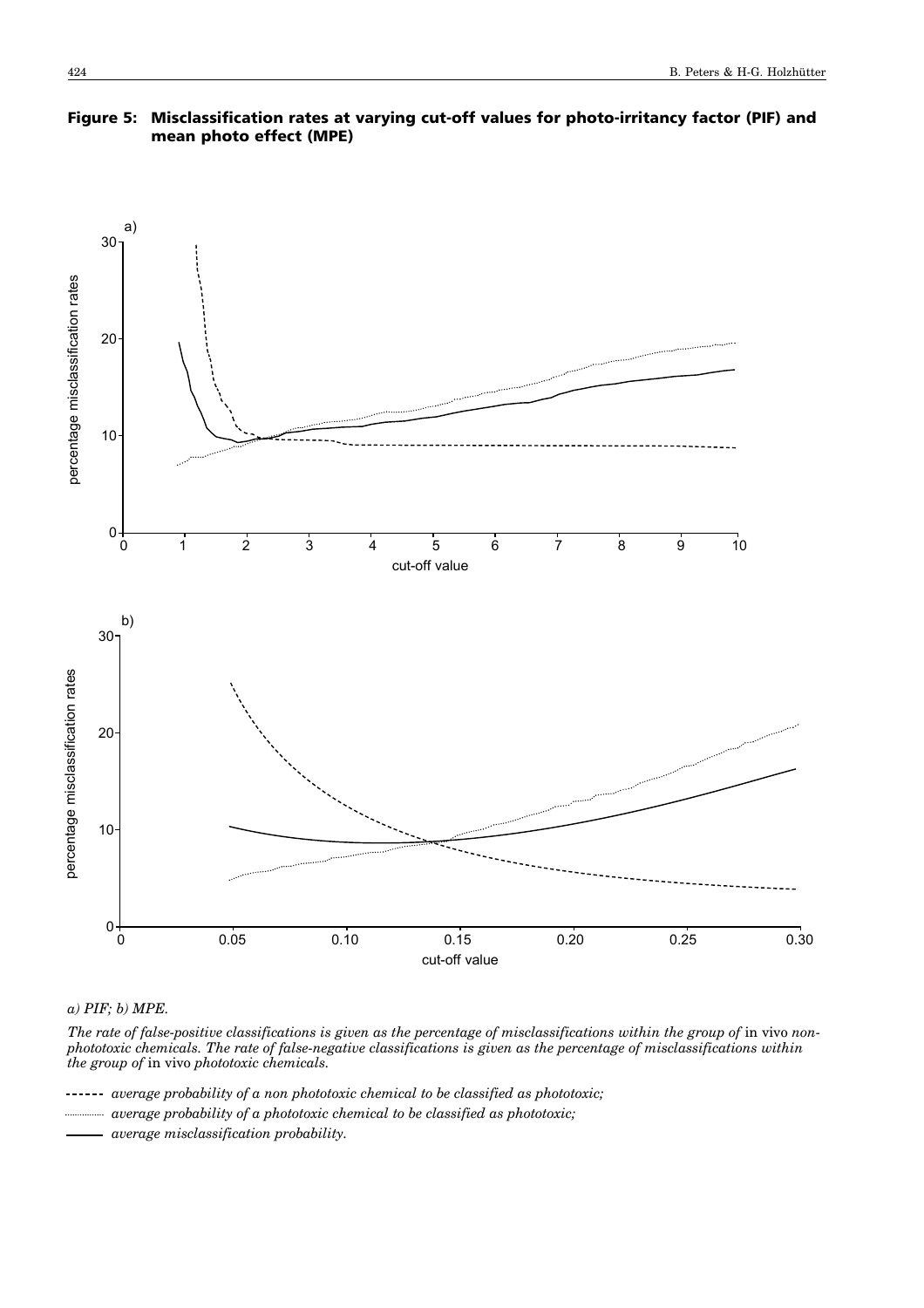**Figure 5: Misclassification rates at varying cut-off values for photo-irritancy factor (PIF) and mean photo effect (MPE)**

*a) PIF; b) MPE.*

*The rate of false-positive classifications is given as the percentage of misclassifications within the group of* in vivo *non-phototoxic chemicals. The rate of false-negative classifications is given as the percentage of misclassifications within the group of* in vivo *phototoxic chemicals.*

- - - - - - *average probability of a non phototoxic chemical to be classified as phototoxic;*

·············· *average probability of a phototoxic chemical to be classified as phototoxic;*

——— *average misclassification probability.*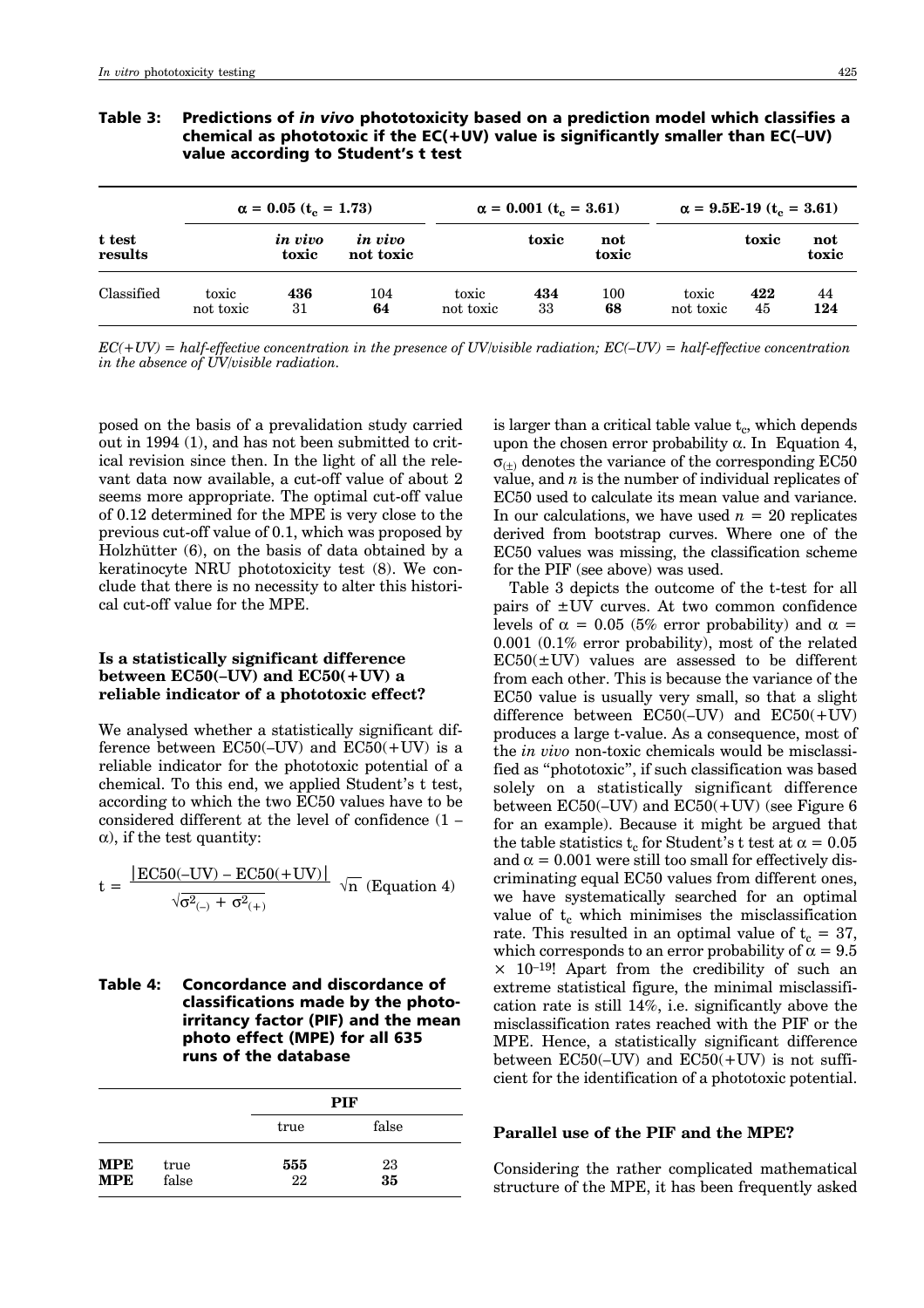**Table 3: Predictions of *in vivo* phototoxicity based on a prediction model which classifies a chemical as phototoxic if the EC(+UV) value is significantly smaller than EC(–UV) value according to Student's t test**

| t test results | $\alpha = 0.05$ ($t_c = 1.73$) | | | $\alpha = 0.001$ ($t_c = 3.61$) | | | $\alpha$ = 9.5E-19 ($t_c = 3.61$) | | |
|---|---|---|---|---|---|---|---|---|---|
| | | *in vivo* toxic | *in vivo* not toxic | | toxic | not toxic | | toxic | not toxic |
| Classified | toxic | **436** | 104 | toxic | **434** | 100 | toxic | **422** | 44 |
| | not toxic | 31 | **64** | not toxic | 33 | **68** | not toxic | 45 | **124** |

*EC(+UV) = half-effective concentration in the presence of UV/visible radiation; EC(–UV) = half-effective concentration in the absence of UV/visible radiation.*

posed on the basis of a prevalidation study carried out in 1994 (1), and has not been submitted to critical revision since then. In the light of all the relevant data now available, a cut-off value of about 2 seems more appropriate. The optimal cut-off value of 0.12 determined for the MPE is very close to the previous cut-off value of 0.1, which was proposed by Holzhütter (6), on the basis of data obtained by a keratinocyte NRU phototoxicity test (8). We conclude that there is no necessity to alter this historical cut-off value for the MPE.

### Is a statistically significant difference between EC50(–UV) and EC50(+UV) a reliable indicator of a phototoxic effect?

We analysed whether a statistically significant difference between EC50(–UV) and EC50(+UV) is a reliable indicator for the phototoxic potential of a chemical. To this end, we applied Student's t test, according to which the two EC50 values have to be considered different at the level of confidence $(1 - \alpha)$, if the test quantity:

$$t = \frac{|\mathrm{EC50(-UV)} - \mathrm{EC50(+UV)}|}{\sqrt{\sigma^2_{(-)} + \sigma^2_{(+)}}} \sqrt{n} \quad \text{(Equation 4)}$$

is larger than a critical table value $t_c$, which depends upon the chosen error probability $\alpha$. In Equation 4, $\sigma_{(\pm)}$ denotes the variance of the corresponding EC50 value, and $n$ is the number of individual replicates of EC50 used to calculate its mean value and variance. In our calculations, we have used $n = 20$ replicates derived from bootstrap curves. Where one of the EC50 values was missing, the classification scheme for the PIF (see above) was used.

Table 3 depicts the outcome of the t-test for all pairs of ±UV curves. At two common confidence levels of $\alpha = 0.05$ (5% error probability) and $\alpha = 0.001$ (0.1% error probability), most of the related EC50(±UV) values are assessed to be different from each other. This is because the variance of the EC50 value is usually very small, so that a slight difference between EC50(–UV) and EC50(+UV) produces a large t-value. As a consequence, most of the *in vivo* non-toxic chemicals would be misclassified as "phototoxic", if such classification was based solely on a statistically significant difference between EC50(–UV) and EC50(+UV) (see Figure 6 for an example). Because it might be argued that the table statistics $t_c$ for Student's t test at $\alpha = 0.05$ and $\alpha = 0.001$ were still too small for effectively discriminating equal EC50 values from different ones, we have systematically searched for an optimal value of $t_c$ which minimises the misclassification rate. This resulted in an optimal value of $t_c = 37$, which corresponds to an error probability of $\alpha = 9.5 \times 10^{-19}$! Apart from the credibility of such an extreme statistical figure, the minimal misclassification rate is still 14%, i.e. significantly above the misclassification rates reached with the PIF or the MPE. Hence, a statistically significant difference between EC50(–UV) and EC50(+UV) is not sufficient for the identification of a phototoxic potential.

**Table 4: Concordance and discordance of classifications made by the photo-irritancy factor (PIF) and the mean photo effect (MPE) for all 635 runs of the database**

| | | PIF | |
|---|---|---|---|
| | | true | false |
| **MPE** | true | **555** | 23 |
| **MPE** | false | 22 | **35** |

### Parallel use of the PIF and the MPE?

Considering the rather complicated mathematical structure of the MPE, it has been frequently asked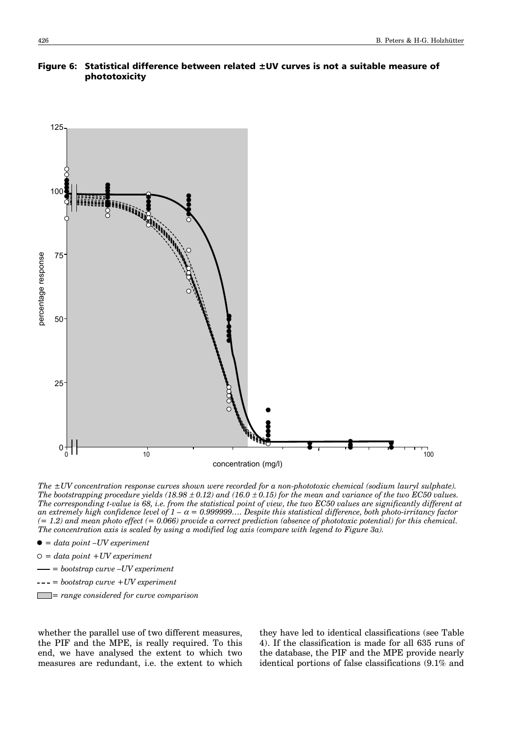**Figure 6: Statistical difference between related ±UV curves is not a suitable measure of phototoxicity**

*The ±UV concentration response curves shown were recorded for a non-phototoxic chemical (sodium lauryl sulphate). The bootstrapping procedure yields (18.98 ± 0.12) and (16.0 ± 0.15) for the mean and variance of the two EC50 values. The corresponding t-value is 68, i.e. from the statistical point of view, the two EC50 values are significantly different at an extremely high confidence level of 1 – α = 0.999999…. Despite this statistical difference, both photo-irritancy factor (= 1.2) and mean photo effect (= 0.066) provide a correct prediction (absence of phototoxic potential) for this chemical. The concentration axis is scaled by using a modified log axis (compare with legend to Figure 3a).*

- ● = *data point –UV experiment*
- ○ = *data point +UV experiment*
- —— = *bootstrap curve –UV experiment*
- - - - = *bootstrap curve +UV experiment*
- ▭ = *range considered for curve comparison*

whether the parallel use of two different measures, the PIF and the MPE, is really required. To this end, we have analysed the extent to which two measures are redundant, i.e. the extent to which they have led to identical classifications (see Table 4). If the classification is made for all 635 runs of the database, the PIF and the MPE provide nearly identical portions of false classifications (9.1% and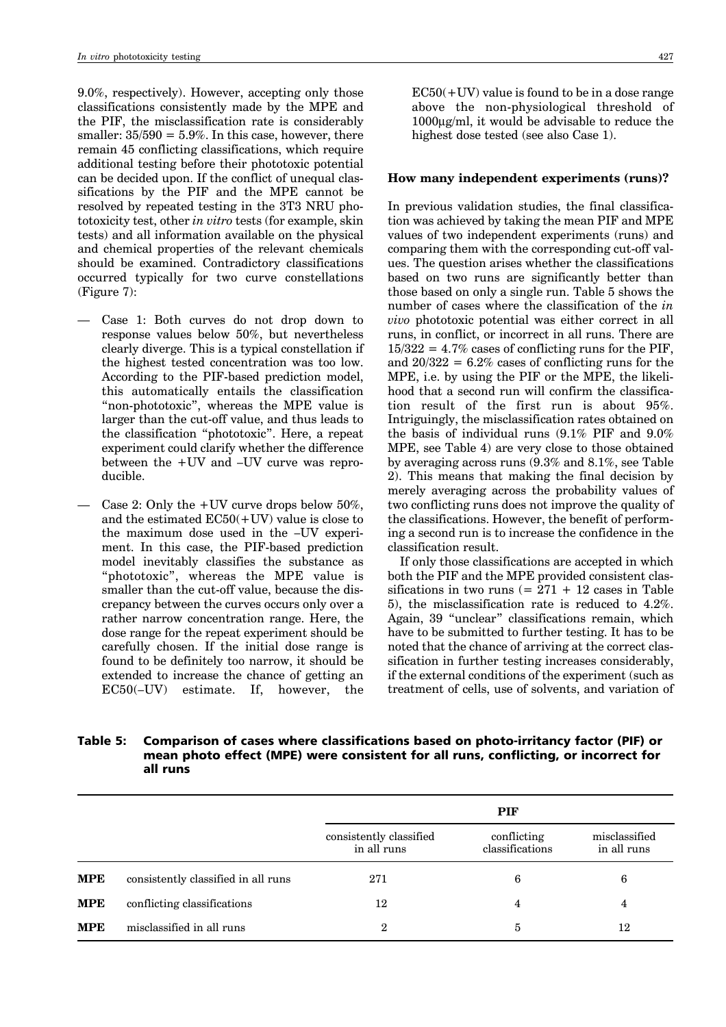9.0%, respectively). However, accepting only those classifications consistently made by the MPE and the PIF, the misclassification rate is considerably smaller: $35/590 = 5.9\%$. In this case, however, there remain 45 conflicting classifications, which require additional testing before their phototoxic potential can be decided upon. If the conflict of unequal classifications by the PIF and the MPE cannot be resolved by repeated testing in the 3T3 NRU phototoxicity test, other *in vitro* tests (for example, skin tests) and all information available on the physical and chemical properties of the relevant chemicals should be examined. Contradictory classifications occurred typically for two curve constellations (Figure 7):

- Case 1: Both curves do not drop down to response values below 50%, but nevertheless clearly diverge. This is a typical constellation if the highest tested concentration was too low. According to the PIF-based prediction model, this automatically entails the classification "non-phototoxic", whereas the MPE value is larger than the cut-off value, and thus leads to the classification "phototoxic". Here, a repeat experiment could clarify whether the difference between the +UV and –UV curve was reproducible.
- Case 2: Only the +UV curve drops below 50%, and the estimated EC50(+UV) value is close to the maximum dose used in the –UV experiment. In this case, the PIF-based prediction model inevitably classifies the substance as "phototoxic", whereas the MPE value is smaller than the cut-off value, because the discrepancy between the curves occurs only over a rather narrow concentration range. Here, the dose range for the repeat experiment should be carefully chosen. If the initial dose range is found to be definitely too narrow, it should be extended to increase the chance of getting an EC50(–UV) estimate. If, however, the EC50(+UV) value is found to be in a dose range above the non-physiological threshold of 1000μg/ml, it would be advisable to reduce the highest dose tested (see also Case 1).

## How many independent experiments (runs)?

In previous validation studies, the final classification was achieved by taking the mean PIF and MPE values of two independent experiments (runs) and comparing them with the corresponding cut-off values. The question arises whether the classifications based on two runs are significantly better than those based on only a single run. Table 5 shows the number of cases where the classification of the *in vivo* phototoxic potential was either correct in all runs, in conflict, or incorrect in all runs. There are $15/322 = 4.7\%$ cases of conflicting runs for the PIF, and $20/322 = 6.2\%$ cases of conflicting runs for the MPE, i.e. by using the PIF or the MPE, the likelihood that a second run will confirm the classification result of the first run is about 95%. Intriguingly, the misclassification rates obtained on the basis of individual runs (9.1% PIF and 9.0% MPE, see Table 4) are very close to those obtained by averaging across runs (9.3% and 8.1%, see Table 2). This means that making the final decision by merely averaging across the probability values of two conflicting runs does not improve the quality of the classifications. However, the benefit of performing a second run is to increase the confidence in the classification result.

If only those classifications are accepted in which both the PIF and the MPE provided consistent classifications in two runs ($= 271 + 12$ cases in Table 5), the misclassification rate is reduced to 4.2%. Again, 39 "unclear" classifications remain, which have to be submitted to further testing. It has to be noted that the chance of arriving at the correct classification in further testing increases considerably, if the external conditions of the experiment (such as treatment of cells, use of solvents, and variation of

**Table 5: Comparison of cases where classifications based on photo-irritancy factor (PIF) or mean photo effect (MPE) were consistent for all runs, conflicting, or incorrect for all runs**

| | | PIF | | |
|---|---|---|---|---|
| | | consistently classified in all runs | conflicting classifications | misclassified in all runs |
| **MPE** | consistently classified in all runs | 271 | 6 | 6 |
| **MPE** | conflicting classifications | 12 | 4 | 4 |
| **MPE** | misclassified in all runs | 2 | 5 | 12 |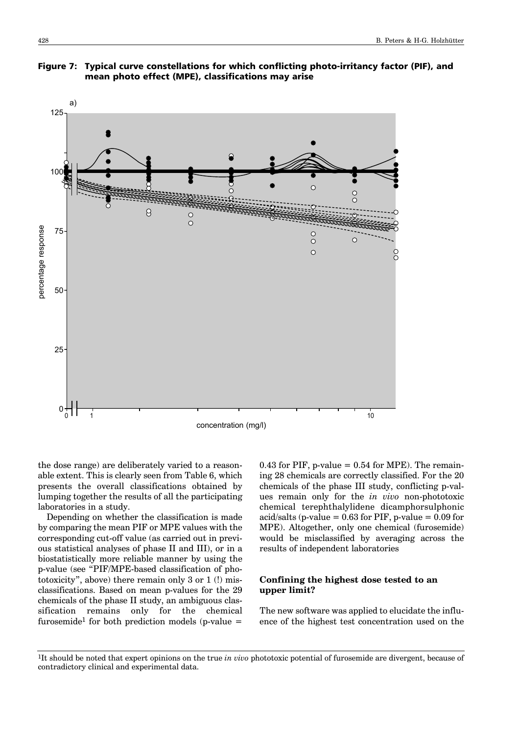**Figure 7: Typical curve constellations for which conflicting photo-irritancy factor (PIF), and mean photo effect (MPE), classifications may arise**

the dose range) are deliberately varied to a reasonable extent. This is clearly seen from Table 6, which presents the overall classifications obtained by lumping together the results of all the participating laboratories in a study.

Depending on whether the classification is made by comparing the mean PIF or MPE values with the corresponding cut-off value (as carried out in previous statistical analyses of phase II and III), or in a biostatistically more reliable manner by using the p-value (see "PIF/MPE-based classification of phototoxicity", above) there remain only 3 or 1 (!) misclassifications. Based on mean p-values for the 29 chemicals of the phase II study, an ambiguous classification remains only for the chemical furosemide[1] for both prediction models (p-value = 0.43 for PIF, p-value = 0.54 for MPE). The remaining 28 chemicals are correctly classified. For the 20 chemicals of the phase III study, conflicting p-values remain only for the *in vivo* non-phototoxic chemical terephthalylidene dicamphorsulphonic acid/salts (p-value = 0.63 for PIF, p-value = 0.09 for MPE). Altogether, only one chemical (furosemide) would be misclassified by averaging across the results of independent laboratories

### Confining the highest dose tested to an upper limit?

The new software was applied to elucidate the influence of the highest test concentration used on the

[1]It should be noted that expert opinions on the true *in vivo* phototoxic potential of furosemide are divergent, because of contradictory clinical and experimental data.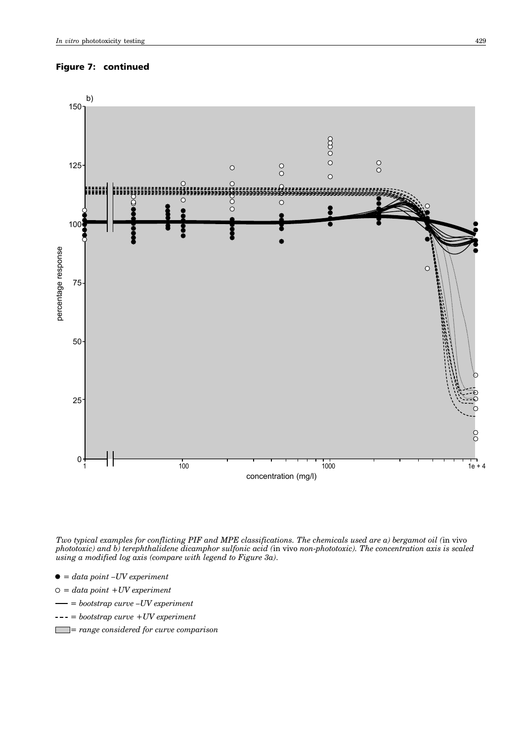**Figure 7: continued**

*Two typical examples for conflicting PIF and MPE classifications. The chemicals used are a) bergamot oil (*in vivo *phototoxic) and b) terephthalidene dicamphor sulfonic acid (*in vivo *non-phototoxic). The concentration axis is scaled using a modified log axis (compare with legend to Figure 3a).*

- ● = *data point –UV experiment*
- ○ = *data point +UV experiment*
- —— = *bootstrap curve –UV experiment*
- - - - = *bootstrap curve +UV experiment*
- ▭ = *range considered for curve comparison*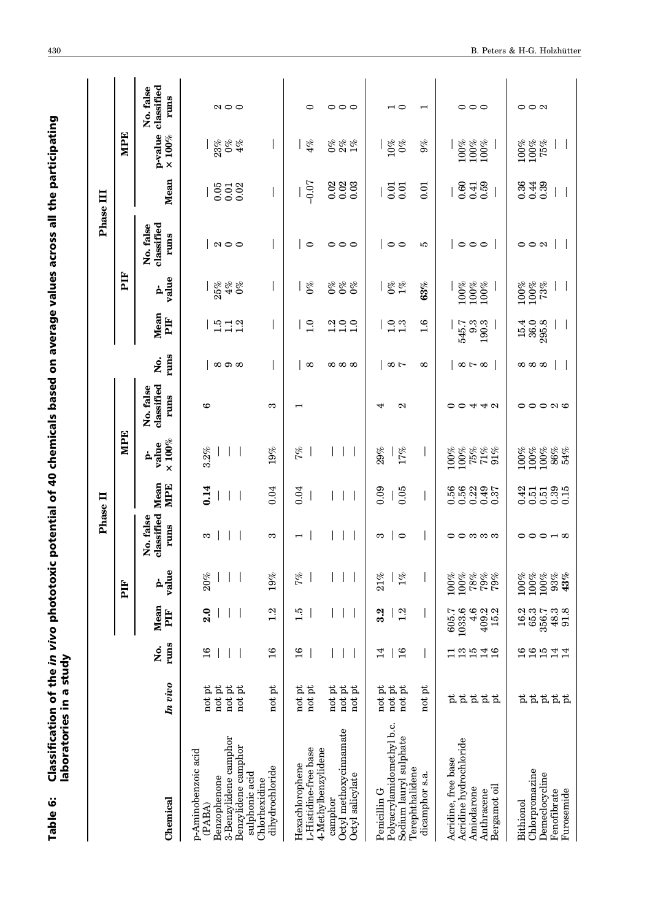**Table 6: Classification of the *in vivo* phototoxic potential of 40 chemicals based on average values across all the participating laboratories in a study**

| Chemical | *In vivo* | Phase II | | | | | | | Phase III | | | | | | |
|---|---|---|---|---|---|---|---|---|---|---|---|---|---|---|---|
| | | | PIF | | | MPE | | | | PIF | | | MPE | | |
| | | No. runs | Mean PIF | p-value | No. false classified runs | Mean MPE | p-value × 100% | No. false classified runs | No. runs | Mean PIF | p-value | No. false classified runs | Mean | p-value × 100% | No. false classified runs |
| p-Aminobenzoic acid (PABA) | not pt | 16 | **2.0** | 20% | 3 | **0.14** | 3.2% | 6 | — | — | — | — | — | — | |
| Benzophenone | not pt | — | — | — | — | — | — | | 8 | 1.5 | 25% | 2 | 0.05 | 23% | 2 |
| 3-Benzylidene camphor | not pt | — | — | — | — | — | — | | 9 | 1.1 | 4% | 0 | 0.01 | 0% | 0 |
| Benzylidene camphor sulphonic acid | not pt | — | — | — | — | — | — | | 8 | 1.2 | 0% | 0 | 0.02 | 4% | 0 |
| Chlorhexidine dihydrochloride | not pt | 16 | 1.2 | 19% | 3 | 0.04 | 19% | 3 | — | — | — | — | — | — | |
| Hexachlorophene | not pt | 16 | 1.5 | 7% | 1 | 0.04 | 7% | 1 | — | — | — | — | — | — | |
| L-Histidine-free base | not pt | — | — | — | — | — | — | | 8 | 1.0 | 0% | 0 | −0.07 | 4% | 0 |
| 4-Methylbenzylidene camphor | not pt | — | — | — | — | — | — | | 8 | 1.2 | 0% | 0 | 0.02 | 0% | 0 |
| Octyl methoxycinnamate | not pt | — | — | — | — | — | — | | 8 | 1.0 | 0% | 0 | 0.02 | 2% | 0 |
| Octyl salicylate | not pt | — | — | — | — | — | — | | 8 | 1.0 | 0% | 0 | 0.03 | 1% | 0 |
| Penicillin G | not pt | 14 | **3.2** | 21% | 3 | 0.09 | 29% | 4 | — | — | — | — | — | — | |
| Polyacrylamidomethyl b.c. | not pt | — | — | — | — | — | — | | 8 | 1.0 | 0% | 0 | 0.01 | 10% | 1 |
| Sodium lauryl sulphate | not pt | 16 | 1.2 | 1% | 0 | 0.05 | 17% | 2 | 7 | 1.3 | 1% | 0 | 0.01 | 0% | 0 |
| Terephthalidene dicamphor s.a. | not pt | — | — | — | — | — | — | | 8 | 1.6 | **63%** | 5 | 0.01 | 9% | 1 |
| Acridine, free base | pt | 11 | 605.7 | 100% | 0 | 0.56 | 100% | 0 | — | — | — | — | — | — | |
| Acridine hydrochloride | pt | 13 | 1033.6 | 100% | 0 | 0.56 | 100% | 0 | 8 | 545.7 | 100% | 0 | 0.60 | 100% | 0 |
| Amiodarone | pt | 15 | 4.6 | 78% | 3 | 0.22 | 75% | 4 | 7 | 9.3 | 100% | 0 | 0.41 | 100% | 0 |
| Anthracene | pt | 14 | 409.2 | 79% | 3 | 0.49 | 71% | 4 | 8 | 190.3 | 100% | 0 | 0.59 | 100% | 0 |
| Bergamot oil | pt | 16 | 15.2 | 79% | 3 | 0.37 | 91% | 2 | — | — | — | — | — | — | |
| Bithionol | pt | 16 | 16.2 | 100% | 0 | 0.42 | 100% | 0 | 8 | 15.4 | 100% | 0 | 0.36 | 100% | 0 |
| Chlorpromazine | pt | 16 | 65.3 | 100% | 0 | 0.51 | 100% | 0 | 8 | 36.0 | 100% | 0 | 0.44 | 100% | 0 |
| Demeclocycline | pt | 15 | 356.7 | 100% | 0 | 0.51 | 100% | 0 | 8 | 295.8 | 73% | 2 | 0.39 | 75% | 2 |
| Fenofibrate | pt | 14 | 48.3 | 93% | 1 | 0.39 | 86% | 2 | — | — | — | — | — | — | |
| Furosemide | pt | 14 | 91.8 | **43%** | 8 | 0.15 | 54% | 6 | — | — | — | — | — | — | |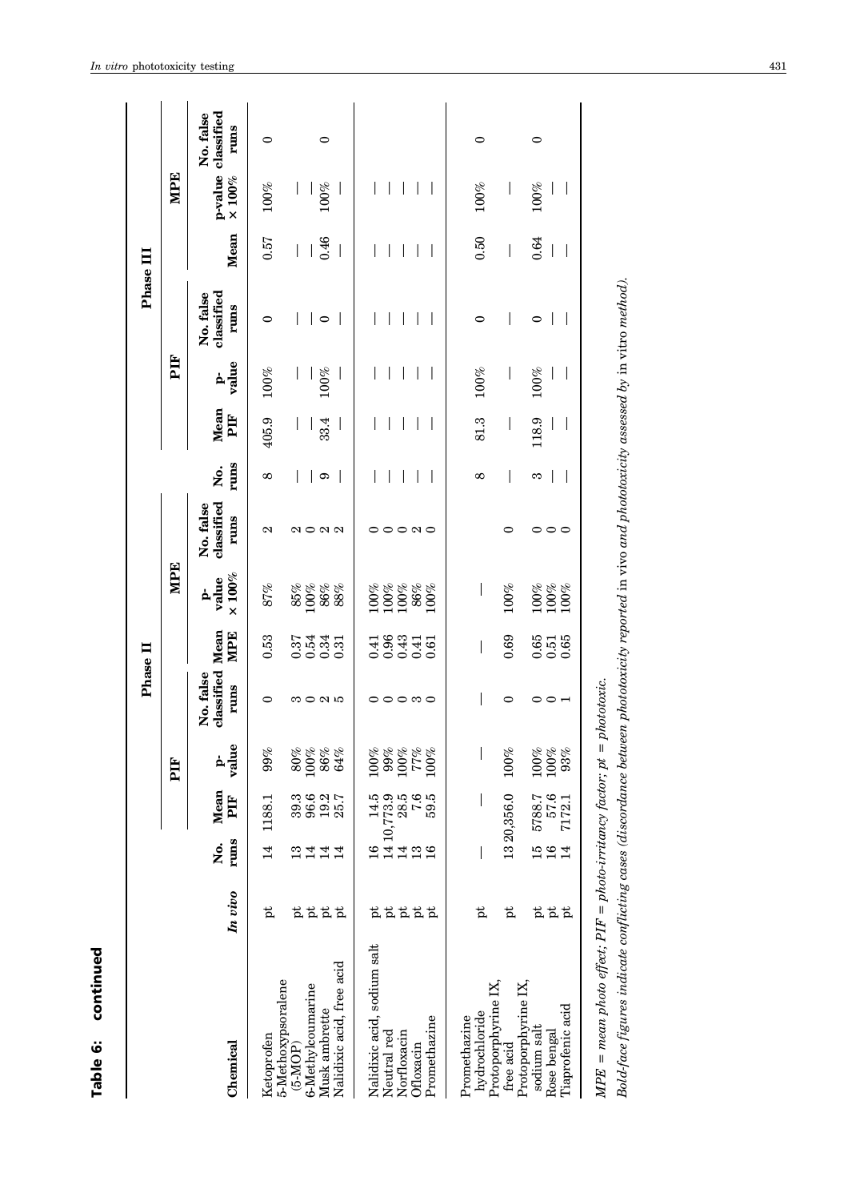**Table 6: continued**

| Chemical | In vivo | Phase II | | | | | | | | Phase III | | | | | | | |
|---|---|---|---|---|---|---|---|---|---|---|---|---|---|---|---|---|---|
| | | | PIF | | | MPE | | | | | PIF | | | MPE | | | |
| | | No. runs | Mean PIF | p-value | No. false classified runs | Mean MPE | p-value × 100% | No. false classified runs | | No. runs | Mean PIF | p-value | No. false classified runs | Mean | p-value × 100% | No. false classified runs | |
| Ketoprofen | pt | 14 | 1188.1 | 99% | 0 | 0.53 | 87% | 2 | | 8 | 405.9 | 100% | 0 | 0.57 | 100% | 0 | |
| 5-Methoxypsoralene (5-MOP) | pt | 13 | 39.3 | 80% | 3 | 0.37 | 85% | 2 | | — | — | — | — | — | — | | |
| 6-Methylcoumarine | pt | 14 | 96.6 | 100% | 0 | 0.54 | 100% | 0 | | — | — | — | — | — | — | | |
| Musk ambrette | pt | 14 | 19.2 | 86% | 2 | 0.34 | 86% | 2 | | 9 | 33.4 | 100% | 0 | 0.46 | 100% | 0 | |
| Nalidixic acid, free acid | pt | 14 | 25.7 | 64% | 5 | 0.31 | 88% | 2 | | — | — | — | — | — | — | | |
| Nalidixic acid, sodium salt | pt | 16 | 14.5 | 100% | 0 | 0.41 | 100% | 0 | | — | — | — | — | — | — | | |
| Neutral red | pt | 14 | 10,773.9 | 99% | 0 | 0.96 | 100% | 0 | | — | — | — | — | — | — | | |
| Norfloxacin | pt | 14 | 28.5 | 100% | 0 | 0.43 | 100% | 0 | | — | — | — | — | — | — | | |
| Ofloxacin | pt | 13 | 7.6 | 77% | 3 | 0.41 | 86% | 2 | | — | — | — | — | — | — | | |
| Promethazine | pt | 16 | 59.5 | 100% | 0 | 0.61 | 100% | 0 | | — | — | — | — | — | — | | |
| Promethazine hydrochloride | pt | — | — | — | — | — | — | | | 8 | 81.3 | 100% | 0 | 0.50 | 100% | 0 | |
| Protoporphyrine IX, free acid | pt | 13 | 20,356.0 | 100% | 0 | 0.69 | 100% | 0 | | — | — | — | — | — | — | | |
| Protoporphyrine IX, sodium salt | pt | 15 | 5788.7 | 100% | 0 | 0.65 | 100% | 0 | | 3 | 118.9 | 100% | 0 | 0.64 | 100% | 0 | |
| Rose bengal | pt | 16 | 57.6 | 100% | 0 | 0.51 | 100% | 0 | | — | — | — | — | — | — | | |
| Tiaprofenic acid | pt | 14 | 7172.1 | 93% | 1 | 0.65 | 100% | 0 | | — | — | — | — | — | — | | |

*MPE = mean photo effect; PIF = photo-irritancy factor; pt = phototoxic.*

*Bold-face figures indicate conflicting cases (discordance between phototoxicity reported* in vivo *and phototoxicity assessed by* in vitro *method).*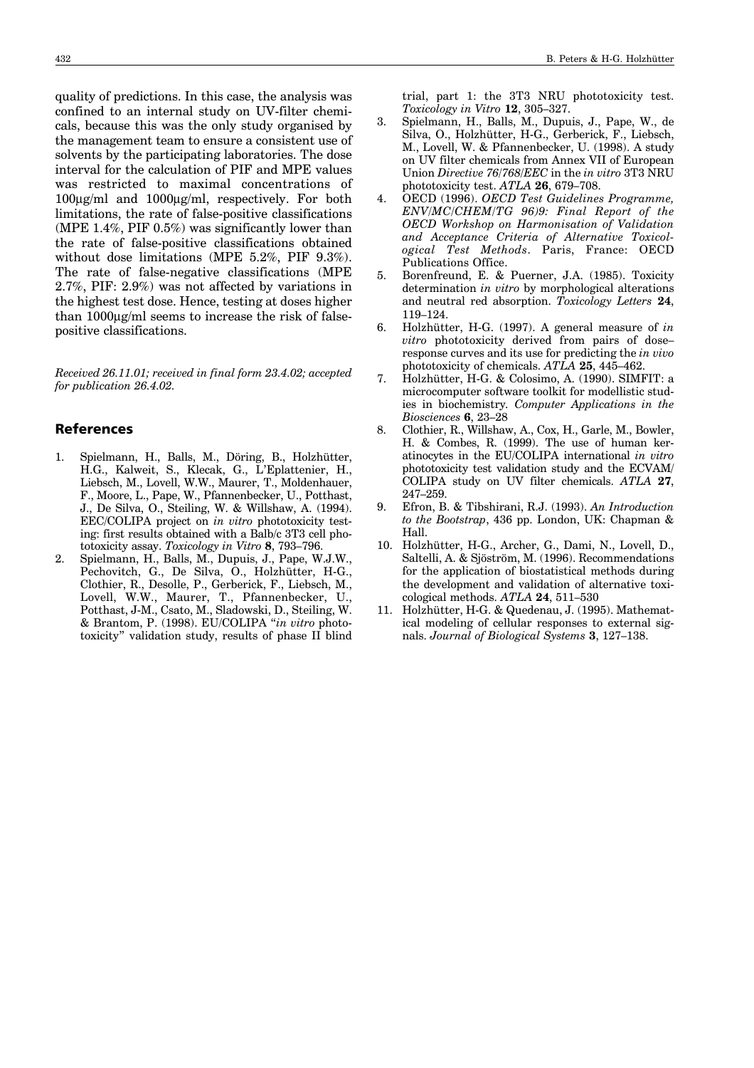quality of predictions. In this case, the analysis was confined to an internal study on UV-filter chemicals, because this was the only study organised by the management team to ensure a consistent use of solvents by the participating laboratories. The dose interval for the calculation of PIF and MPE values was restricted to maximal concentrations of 100μg/ml and 1000μg/ml, respectively. For both limitations, the rate of false-positive classifications (MPE 1.4%, PIF 0.5%) was significantly lower than the rate of false-positive classifications obtained without dose limitations (MPE 5.2%, PIF 9.3%). The rate of false-negative classifications (MPE 2.7%, PIF: 2.9%) was not affected by variations in the highest test dose. Hence, testing at doses higher than 1000μg/ml seems to increase the risk of false-positive classifications.

*Received 26.11.01; received in final form 23.4.02; accepted for publication 26.4.02.*

## References

1. Spielmann, H., Balls, M., Döring, B., Holzhütter, H.G., Kalweit, S., Klecak, G., L'Eplattenier, H., Liebsch, M., Lovell, W.W., Maurer, T., Moldenhauer, F., Moore, L., Pape, W., Pfannenbecker, U., Potthast, J., De Silva, O., Steiling, W. & Willshaw, A. (1994). EEC/COLIPA project on *in vitro* phototoxicity testing: first results obtained with a Balb/c 3T3 cell phototoxicity assay. *Toxicology in Vitro* **8**, 793–796.
2. Spielmann, H., Balls, M., Dupuis, J., Pape, W.J.W., Pechovitch, G., De Silva, O., Holzhütter, H-G., Clothier, R., Desolle, P., Gerberick, F., Liebsch, M., Lovell, W.W., Maurer, T., Pfannenbecker, U., Potthast, J-M., Csato, M., Sladowski, D., Steiling, W. & Brantom, P. (1998). EU/COLIPA "*in vitro* phototoxicity" validation study, results of phase II blind trial, part 1: the 3T3 NRU phototoxicity test. *Toxicology in Vitro* **12**, 305–327.
3. Spielmann, H., Balls, M., Dupuis, J., Pape, W., de Silva, O., Holzhütter, H-G., Gerberick, F., Liebsch, M., Lovell, W. & Pfannenbecker, U. (1998). A study on UV filter chemicals from Annex VII of European Union *Directive 76/768/EEC* in the *in vitro* 3T3 NRU phototoxicity test. *ATLA* **26**, 679–708.
4. OECD (1996). *OECD Test Guidelines Programme, ENV/MC/CHEM/TG 96)9: Final Report of the OECD Workshop on Harmonisation of Validation and Acceptance Criteria of Alternative Toxicological Test Methods*. Paris, France: OECD Publications Office.
5. Borenfreund, E. & Puerner, J.A. (1985). Toxicity determination *in vitro* by morphological alterations and neutral red absorption. *Toxicology Letters* **24**, 119–124.
6. Holzhütter, H-G. (1997). A general measure of *in vitro* phototoxicity derived from pairs of dose–response curves and its use for predicting the *in vivo* phototoxicity of chemicals. *ATLA* **25**, 445–462.
7. Holzhütter, H-G. & Colosimo, A. (1990). SIMFIT: a microcomputer software toolkit for modellistic studies in biochemistry. *Computer Applications in the Biosciences* **6**, 23–28
8. Clothier, R., Willshaw, A., Cox, H., Garle, M., Bowler, H. & Combes, R. (1999). The use of human keratinocytes in the EU/COLIPA international *in vitro* phototoxicity test validation study and the ECVAM/COLIPA study on UV filter chemicals. *ATLA* **27**, 247–259.
9. Efron, B. & Tibshirani, R.J. (1993). *An Introduction to the Bootstrap*, 436 pp. London, UK: Chapman & Hall.
10. Holzhütter, H-G., Archer, G., Dami, N., Lovell, D., Saltelli, A. & Sjöström, M. (1996). Recommendations for the application of biostatistical methods during the development and validation of alternative toxicological methods. *ATLA* **24**, 511–530
11. Holzhütter, H-G. & Quedenau, J. (1995). Mathematical modeling of cellular responses to external signals. *Journal of Biological Systems* **3**, 127–138.